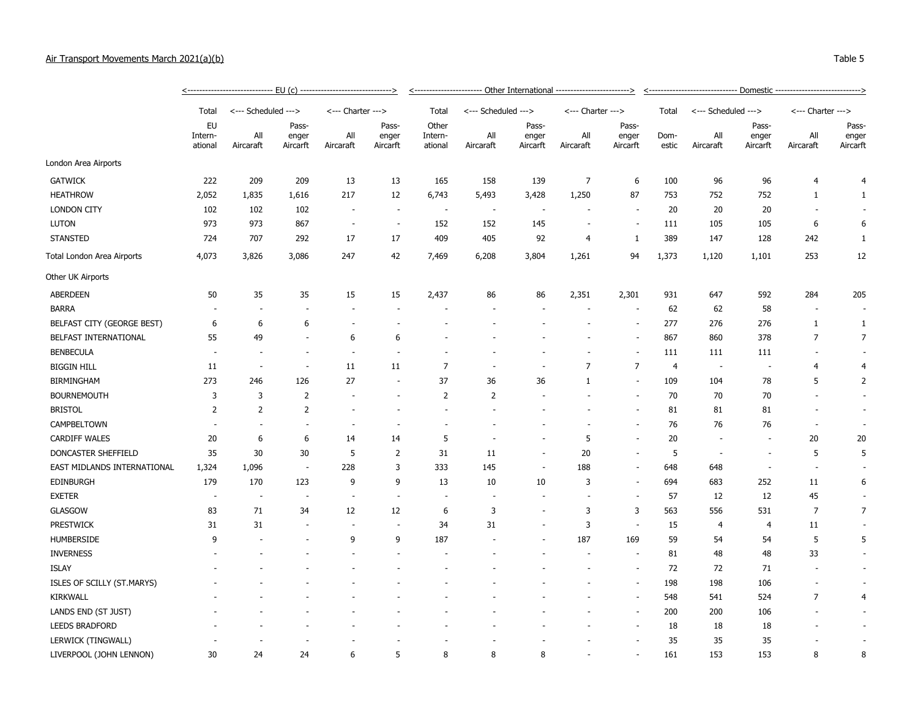Air Transport Movements March 2021(a)(b)

Table 5

| | EU (c) | | | | | Other International | | | | | Domestic | | | | |
|---|---|---|---|---|---|---|---|---|---|---|---|---|---|---|---|
| | Total | Scheduled | | Charter | | Total | Scheduled | | Charter | | Total | Scheduled | | Charter | |
| | EU International | All Aircraft | Passenger Aircarft | All Aircraft | Passenger Aircarft | Other International | All Aircraft | Passenger Aircarft | All Aircraft | Passenger Aircarft | Domestic | All Aircraft | Passenger Aircarft | All Aircraft | Passenger Aircarft |
| London Area Airports | | | | | | | | | | | | | | | |
| GATWICK | 222 | 209 | 209 | 13 | 13 | 165 | 158 | 139 | 7 | 6 | 100 | 96 | 96 | 4 | 4 |
| HEATHROW | 2,052 | 1,835 | 1,616 | 217 | 12 | 6,743 | 5,493 | 3,428 | 1,250 | 87 | 753 | 752 | 752 | 1 | 1 |
| LONDON CITY | 102 | 102 | 102 | - | - | - | - | - | - | - | 20 | 20 | 20 | - | - |
| LUTON | 973 | 973 | 867 | - | - | 152 | 152 | 145 | - | - | 111 | 105 | 105 | 6 | 6 |
| STANSTED | 724 | 707 | 292 | 17 | 17 | 409 | 405 | 92 | 4 | 1 | 389 | 147 | 128 | 242 | 1 |
| Total London Area Airports | 4,073 | 3,826 | 3,086 | 247 | 42 | 7,469 | 6,208 | 3,804 | 1,261 | 94 | 1,373 | 1,120 | 1,101 | 253 | 12 |
| Other UK Airports | | | | | | | | | | | | | | | |
| ABERDEEN | 50 | 35 | 35 | 15 | 15 | 2,437 | 86 | 86 | 2,351 | 2,301 | 931 | 647 | 592 | 284 | 205 |
| BARRA | - | - | - | - | - | - | - | - | - | - | 62 | 62 | 58 | - | - |
| BELFAST CITY (GEORGE BEST) | 6 | 6 | 6 | - | - | - | - | - | - | - | 277 | 276 | 276 | 1 | 1 |
| BELFAST INTERNATIONAL | 55 | 49 | - | 6 | 6 | - | - | - | - | - | 867 | 860 | 378 | 7 | 7 |
| BENBECULA | - | - | - | - | - | - | - | - | - | - | 111 | 111 | 111 | - | - |
| BIGGIN HILL | 11 | - | - | 11 | 11 | 7 | - | - | 7 | 7 | 4 | - | - | 4 | 4 |
| BIRMINGHAM | 273 | 246 | 126 | 27 | - | 37 | 36 | 36 | 1 | - | 109 | 104 | 78 | 5 | 2 |
| BOURNEMOUTH | 3 | 3 | 2 | - | - | 2 | 2 | - | - | - | 70 | 70 | 70 | - | - |
| BRISTOL | 2 | 2 | 2 | - | - | - | - | - | - | - | 81 | 81 | 81 | - | - |
| CAMPBELTOWN | - | - | - | - | - | - | - | - | - | - | 76 | 76 | 76 | - | - |
| CARDIFF WALES | 20 | 6 | 6 | 14 | 14 | 5 | - | - | 5 | - | 20 | - | - | 20 | 20 |
| DONCASTER SHEFFIELD | 35 | 30 | 30 | 5 | 2 | 31 | 11 | - | 20 | - | 5 | - | - | 5 | 5 |
| EAST MIDLANDS INTERNATIONAL | 1,324 | 1,096 | - | 228 | 3 | 333 | 145 | - | 188 | - | 648 | 648 | - | - | - |
| EDINBURGH | 179 | 170 | 123 | 9 | 9 | 13 | 10 | 10 | 3 | - | 694 | 683 | 252 | 11 | 6 |
| EXETER | - | - | - | - | - | - | - | - | - | - | 57 | 12 | 12 | 45 | - |
| GLASGOW | 83 | 71 | 34 | 12 | 12 | 6 | 3 | - | 3 | 3 | 563 | 556 | 531 | 7 | 7 |
| PRESTWICK | 31 | 31 | - | - | - | 34 | 31 | - | 3 | - | 15 | 4 | 4 | 11 | - |
| HUMBERSIDE | 9 | - | - | 9 | 9 | 187 | - | - | 187 | 169 | 59 | 54 | 54 | 5 | 5 |
| INVERNESS | - | - | - | - | - | - | - | - | - | - | 81 | 48 | 48 | 33 | - |
| ISLAY | - | - | - | - | - | - | - | - | - | - | 72 | 72 | 71 | - | - |
| ISLES OF SCILLY (ST.MARYS) | - | - | - | - | - | - | - | - | - | - | 198 | 198 | 106 | - | - |
| KIRKWALL | - | - | - | - | - | - | - | - | - | - | 548 | 541 | 524 | 7 | 4 |
| LANDS END (ST JUST) | - | - | - | - | - | - | - | - | - | - | 200 | 200 | 106 | - | - |
| LEEDS BRADFORD | - | - | - | - | - | - | - | - | - | - | 18 | 18 | 18 | - | - |
| LERWICK (TINGWALL) | - | - | - | - | - | - | - | - | - | - | 35 | 35 | 35 | - | - |
| LIVERPOOL (JOHN LENNON) | 30 | 24 | 24 | 6 | 5 | 8 | 8 | 8 | - | - | 161 | 153 | 153 | 8 | 8 |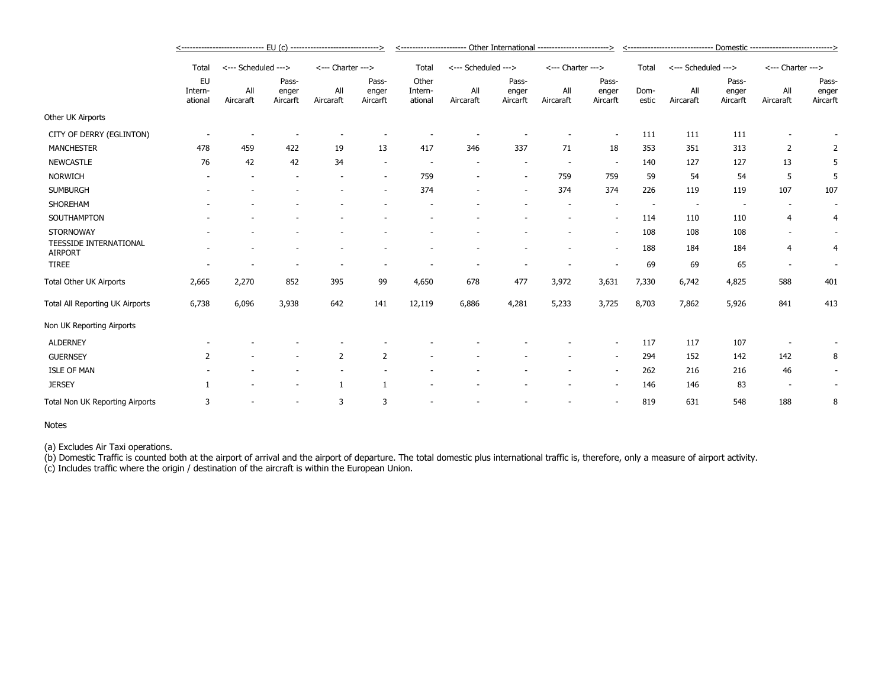| | EU (c) | | | | | Other International | | | | | Domestic | | | | |
|---|---|---|---|---|---|---|---|---|---|---|---|---|---|---|---|
| | Total | Scheduled | | Charter | | Total | Scheduled | | Charter | | Total | Scheduled | | Charter | |
| | EU International | All Aircraft | Passenger Aircraft | All Aircraft | Passenger Aircraft | Other International | All Aircraft | Passenger Aircraft | All Aircraft | Passenger Aircraft | Domestic | All Aircraft | Passenger Aircraft | All Aircraft | Passenger Aircraft |
| **Other UK Airports** | | | | | | | | | | | | | | | |
| CITY OF DERRY (EGLINTON) | - | - | - | - | - | - | - | - | - | - | 111 | 111 | 111 | - | - |
| MANCHESTER | 478 | 459 | 422 | 19 | 13 | 417 | 346 | 337 | 71 | 18 | 353 | 351 | 313 | 2 | 2 |
| NEWCASTLE | 76 | 42 | 42 | 34 | - | - | - | - | - | - | 140 | 127 | 127 | 13 | 5 |
| NORWICH | - | - | - | - | - | 759 | - | - | 759 | 759 | 59 | 54 | 54 | 5 | 5 |
| SUMBURGH | - | - | - | - | - | 374 | - | - | 374 | 374 | 226 | 119 | 119 | 107 | 107 |
| SHOREHAM | - | - | - | - | - | - | - | - | - | - | - | - | - | - | - |
| SOUTHAMPTON | - | - | - | - | - | - | - | - | - | - | 114 | 110 | 110 | 4 | 4 |
| STORNOWAY | - | - | - | - | - | - | - | - | - | - | 108 | 108 | 108 | - | - |
| TEESSIDE INTERNATIONAL AIRPORT | - | - | - | - | - | - | - | - | - | - | 188 | 184 | 184 | 4 | 4 |
| TIREE | - | - | - | - | - | - | - | - | - | - | 69 | 69 | 65 | - | - |
| Total Other UK Airports | 2,665 | 2,270 | 852 | 395 | 99 | 4,650 | 678 | 477 | 3,972 | 3,631 | 7,330 | 6,742 | 4,825 | 588 | 401 |
| Total All Reporting UK Airports | 6,738 | 6,096 | 3,938 | 642 | 141 | 12,119 | 6,886 | 4,281 | 5,233 | 3,725 | 8,703 | 7,862 | 5,926 | 841 | 413 |
| **Non UK Reporting Airports** | | | | | | | | | | | | | | | |
| ALDERNEY | - | - | - | - | - | - | - | - | - | - | 117 | 117 | 107 | - | - |
| GUERNSEY | 2 | - | - | 2 | 2 | - | - | - | - | - | 294 | 152 | 142 | 142 | 8 |
| ISLE OF MAN | - | - | - | - | - | - | - | - | - | - | 262 | 216 | 216 | 46 | - |
| JERSEY | 1 | - | - | 1 | 1 | - | - | - | - | - | 146 | 146 | 83 | - | - |
| Total Non UK Reporting Airports | 3 | - | - | 3 | 3 | - | - | - | - | - | 819 | 631 | 548 | 188 | 8 |

Notes

(a) Excludes Air Taxi operations.
(b) Domestic Traffic is counted both at the airport of arrival and the airport of departure. The total domestic plus international traffic is, therefore, only a measure of airport activity.
(c) Includes traffic where the origin / destination of the aircraft is within the European Union.